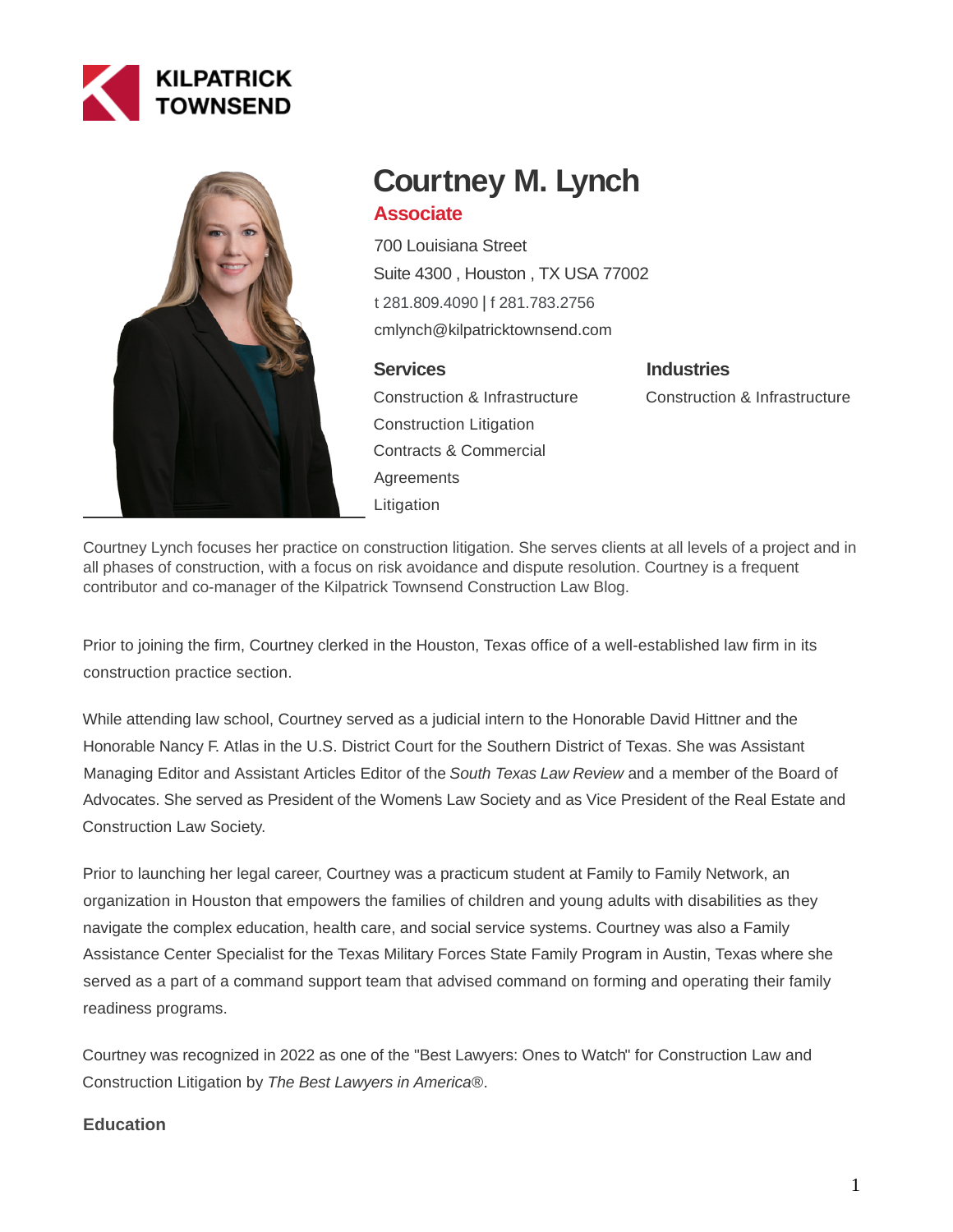KILPATRICK TOWNSEND

# Courtney M. Lynch

**Associate**

700 Louisiana Street
Suite 4300 , Houston , TX USA 77002
t 281.809.4090 | f 281.783.2756
cmlynch@kilpatricktownsend.com

### Services

Construction & Infrastructure
Construction Litigation
Contracts & Commercial Agreements
Litigation

### Industries

Construction & Infrastructure

Courtney Lynch focuses her practice on construction litigation. She serves clients at all levels of a project and in all phases of construction, with a focus on risk avoidance and dispute resolution. Courtney is a frequent contributor and co-manager of the Kilpatrick Townsend Construction Law Blog.

Prior to joining the firm, Courtney clerked in the Houston, Texas office of a well-established law firm in its construction practice section.

While attending law school, Courtney served as a judicial intern to the Honorable David Hittner and the Honorable Nancy F. Atlas in the U.S. District Court for the Southern District of Texas. She was Assistant Managing Editor and Assistant Articles Editor of the *South Texas Law Review* and a member of the Board of Advocates. She served as President of the Women's Law Society and as Vice President of the Real Estate and Construction Law Society.

Prior to launching her legal career, Courtney was a practicum student at Family to Family Network, an organization in Houston that empowers the families of children and young adults with disabilities as they navigate the complex education, health care, and social service systems. Courtney was also a Family Assistance Center Specialist for the Texas Military Forces State Family Program in Austin, Texas where she served as a part of a command support team that advised command on forming and operating their family readiness programs.

Courtney was recognized in 2022 as one of the "Best Lawyers: Ones to Watch" for Construction Law and Construction Litigation by *The Best Lawyers in America®*.

### Education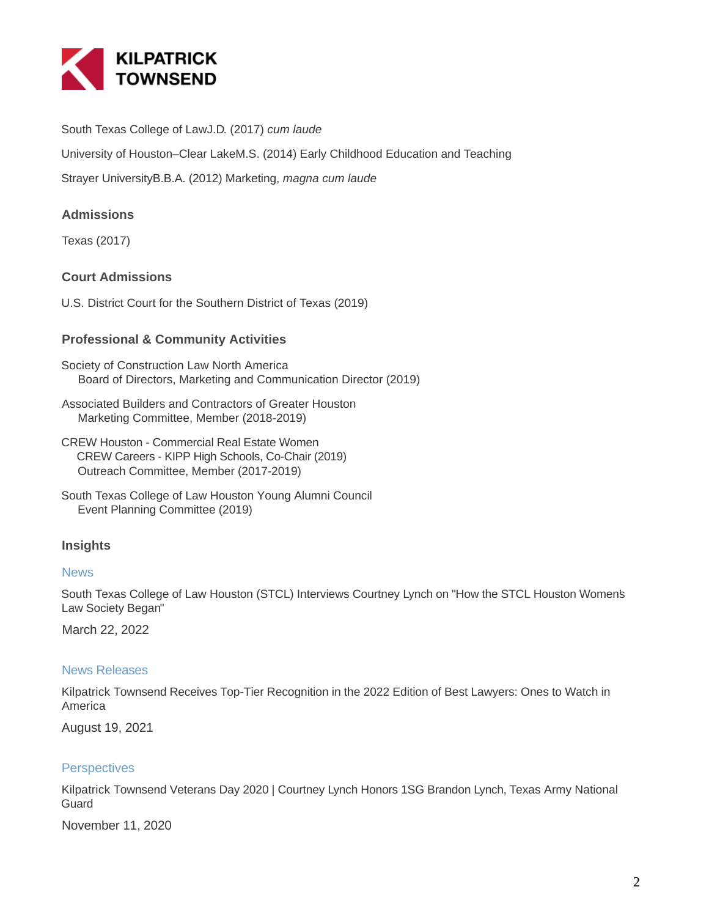South Texas College of LawJ.D. (2017) *cum laude*

University of Houston–Clear LakeM.S. (2014) Early Childhood Education and Teaching

Strayer UniversityB.B.A. (2012) Marketing, *magna cum laude*

## Admissions

Texas (2017)

## Court Admissions

U.S. District Court for the Southern District of Texas (2019)

## Professional & Community Activities

Society of Construction Law North America
  Board of Directors, Marketing and Communication Director (2019)

Associated Builders and Contractors of Greater Houston
  Marketing Committee, Member (2018-2019)

CREW Houston - Commercial Real Estate Women
  CREW Careers - KIPP High Schools, Co-Chair (2019)
  Outreach Committee, Member (2017-2019)

South Texas College of Law Houston Young Alumni Council
  Event Planning Committee (2019)

## Insights

### News

South Texas College of Law Houston (STCL) Interviews Courtney Lynch on "How the STCL Houston Women's Law Society Began"

March 22, 2022

### News Releases

Kilpatrick Townsend Receives Top-Tier Recognition in the 2022 Edition of Best Lawyers: Ones to Watch in America

August 19, 2021

### Perspectives

Kilpatrick Townsend Veterans Day 2020 | Courtney Lynch Honors 1SG Brandon Lynch, Texas Army National Guard

November 11, 2020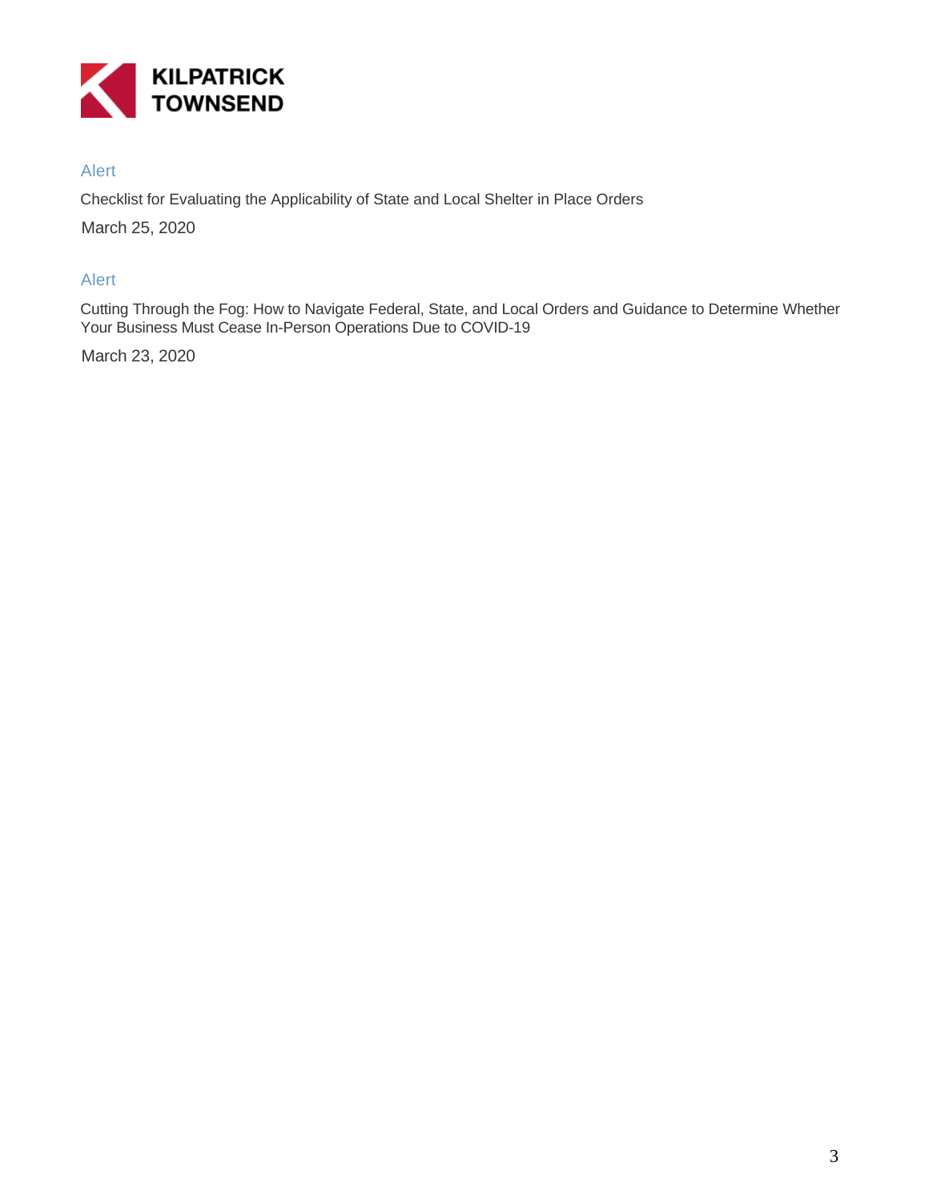KILPATRICK TOWNSEND

Alert

Checklist for Evaluating the Applicability of State and Local Shelter in Place Orders

March 25, 2020

Alert

Cutting Through the Fog: How to Navigate Federal, State, and Local Orders and Guidance to Determine Whether Your Business Must Cease In-Person Operations Due to COVID-19

March 23, 2020